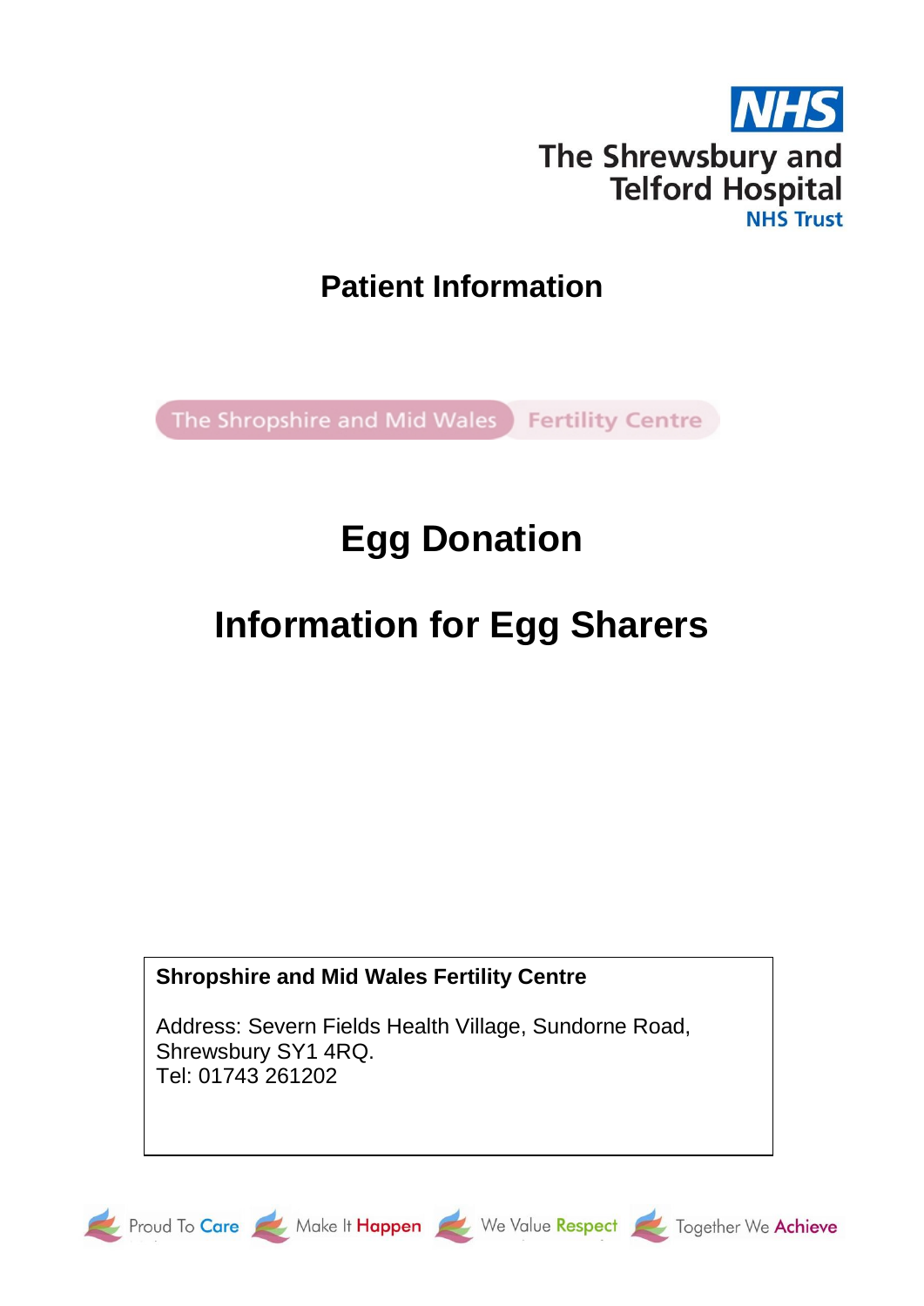NHS

The Shrewsbury and Telford Hospital NHS Trust

# Patient Information

The Shropshire and Mid Wales Fertility Centre

# Egg Donation

# Information for Egg Sharers

**Shropshire and Mid Wales Fertility Centre**

Address: Severn Fields Health Village, Sundorne Road, Shrewsbury SY1 4RQ.
Tel: 01743 261202

Proud To Care | Make It Happen | We Value Respect | Together We Achieve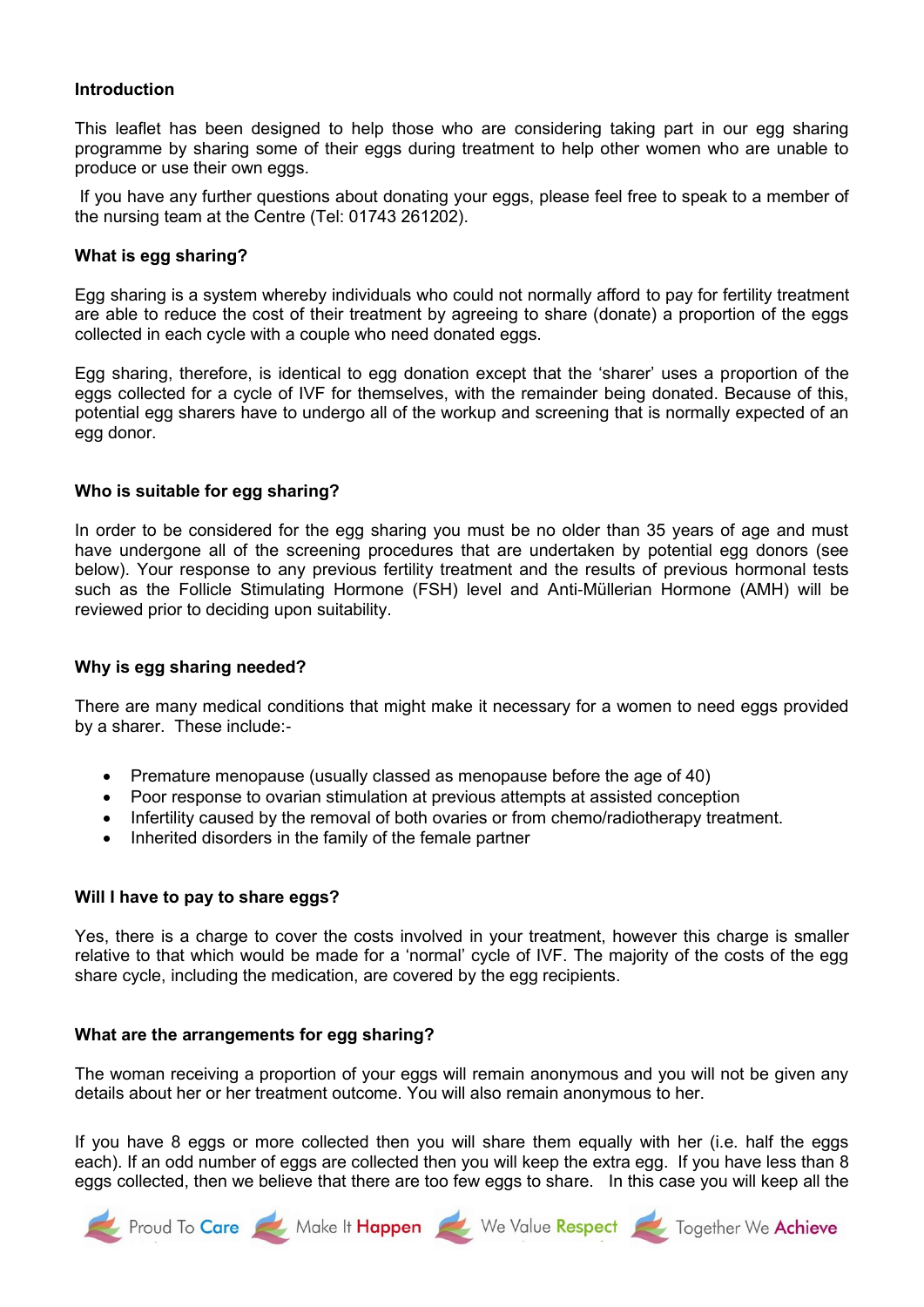**Introduction**

This leaflet has been designed to help those who are considering taking part in our egg sharing programme by sharing some of their eggs during treatment to help other women who are unable to produce or use their own eggs.

If you have any further questions about donating your eggs, please feel free to speak to a member of the nursing team at the Centre (Tel: 01743 261202).

**What is egg sharing?**

Egg sharing is a system whereby individuals who could not normally afford to pay for fertility treatment are able to reduce the cost of their treatment by agreeing to share (donate) a proportion of the eggs collected in each cycle with a couple who need donated eggs.

Egg sharing, therefore, is identical to egg donation except that the 'sharer' uses a proportion of the eggs collected for a cycle of IVF for themselves, with the remainder being donated. Because of this, potential egg sharers have to undergo all of the workup and screening that is normally expected of an egg donor.

**Who is suitable for egg sharing?**

In order to be considered for the egg sharing you must be no older than 35 years of age and must have undergone all of the screening procedures that are undertaken by potential egg donors (see below). Your response to any previous fertility treatment and the results of previous hormonal tests such as the Follicle Stimulating Hormone (FSH) level and Anti-Müllerian Hormone (AMH) will be reviewed prior to deciding upon suitability.

**Why is egg sharing needed?**

There are many medical conditions that might make it necessary for a women to need eggs provided by a sharer. These include:-

- Premature menopause (usually classed as menopause before the age of 40)
- Poor response to ovarian stimulation at previous attempts at assisted conception
- Infertility caused by the removal of both ovaries or from chemo/radiotherapy treatment.
- Inherited disorders in the family of the female partner

**Will I have to pay to share eggs?**

Yes, there is a charge to cover the costs involved in your treatment, however this charge is smaller relative to that which would be made for a 'normal' cycle of IVF. The majority of the costs of the egg share cycle, including the medication, are covered by the egg recipients.

**What are the arrangements for egg sharing?**

The woman receiving a proportion of your eggs will remain anonymous and you will not be given any details about her or her treatment outcome. You will also remain anonymous to her.

If you have 8 eggs or more collected then you will share them equally with her (i.e. half the eggs each). If an odd number of eggs are collected then you will keep the extra egg. If you have less than 8 eggs collected, then we believe that there are too few eggs to share. In this case you will keep all the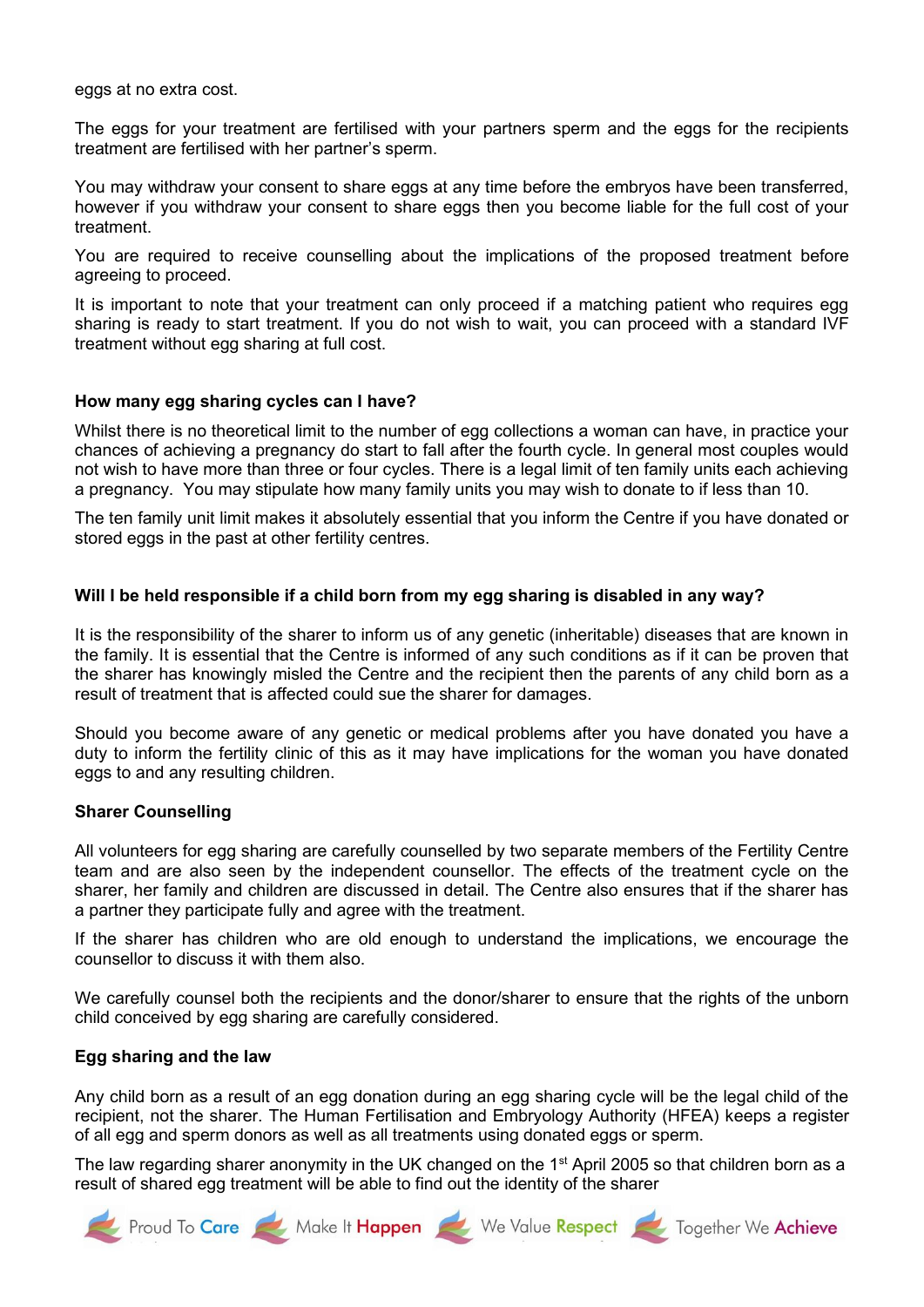eggs at no extra cost.

The eggs for your treatment are fertilised with your partners sperm and the eggs for the recipients treatment are fertilised with her partner's sperm.

You may withdraw your consent to share eggs at any time before the embryos have been transferred, however if you withdraw your consent to share eggs then you become liable for the full cost of your treatment.

You are required to receive counselling about the implications of the proposed treatment before agreeing to proceed.

It is important to note that your treatment can only proceed if a matching patient who requires egg sharing is ready to start treatment. If you do not wish to wait, you can proceed with a standard IVF treatment without egg sharing at full cost.

**How many egg sharing cycles can I have?**

Whilst there is no theoretical limit to the number of egg collections a woman can have, in practice your chances of achieving a pregnancy do start to fall after the fourth cycle. In general most couples would not wish to have more than three or four cycles. There is a legal limit of ten family units each achieving a pregnancy. You may stipulate how many family units you may wish to donate to if less than 10.

The ten family unit limit makes it absolutely essential that you inform the Centre if you have donated or stored eggs in the past at other fertility centres.

**Will I be held responsible if a child born from my egg sharing is disabled in any way?**

It is the responsibility of the sharer to inform us of any genetic (inheritable) diseases that are known in the family. It is essential that the Centre is informed of any such conditions as if it can be proven that the sharer has knowingly misled the Centre and the recipient then the parents of any child born as a result of treatment that is affected could sue the sharer for damages.

Should you become aware of any genetic or medical problems after you have donated you have a duty to inform the fertility clinic of this as it may have implications for the woman you have donated eggs to and any resulting children.

**Sharer Counselling**

All volunteers for egg sharing are carefully counselled by two separate members of the Fertility Centre team and are also seen by the independent counsellor. The effects of the treatment cycle on the sharer, her family and children are discussed in detail. The Centre also ensures that if the sharer has a partner they participate fully and agree with the treatment.

If the sharer has children who are old enough to understand the implications, we encourage the counsellor to discuss it with them also.

We carefully counsel both the recipients and the donor/sharer to ensure that the rights of the unborn child conceived by egg sharing are carefully considered.

**Egg sharing and the law**

Any child born as a result of an egg donation during an egg sharing cycle will be the legal child of the recipient, not the sharer. The Human Fertilisation and Embryology Authority (HFEA) keeps a register of all egg and sperm donors as well as all treatments using donated eggs or sperm.

The law regarding sharer anonymity in the UK changed on the 1st April 2005 so that children born as a result of shared egg treatment will be able to find out the identity of the sharer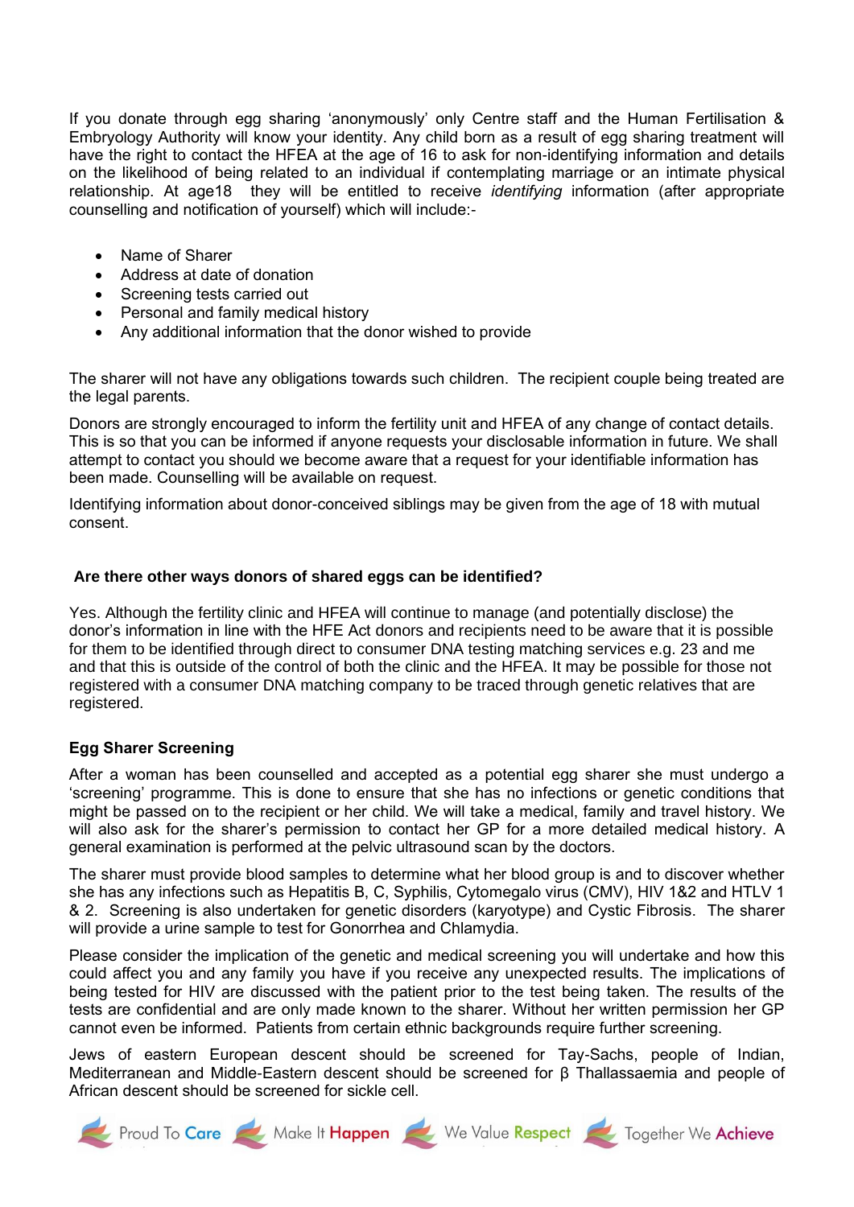If you donate through egg sharing 'anonymously' only Centre staff and the Human Fertilisation & Embryology Authority will know your identity. Any child born as a result of egg sharing treatment will have the right to contact the HFEA at the age of 16 to ask for non-identifying information and details on the likelihood of being related to an individual if contemplating marriage or an intimate physical relationship. At age18 they will be entitled to receive *identifying* information (after appropriate counselling and notification of yourself) which will include:-

- Name of Sharer
- Address at date of donation
- Screening tests carried out
- Personal and family medical history
- Any additional information that the donor wished to provide

The sharer will not have any obligations towards such children. The recipient couple being treated are the legal parents.

Donors are strongly encouraged to inform the fertility unit and HFEA of any change of contact details. This is so that you can be informed if anyone requests your disclosable information in future. We shall attempt to contact you should we become aware that a request for your identifiable information has been made. Counselling will be available on request.

Identifying information about donor-conceived siblings may be given from the age of 18 with mutual consent.

**Are there other ways donors of shared eggs can be identified?**

Yes. Although the fertility clinic and HFEA will continue to manage (and potentially disclose) the donor's information in line with the HFE Act donors and recipients need to be aware that it is possible for them to be identified through direct to consumer DNA testing matching services e.g. 23 and me and that this is outside of the control of both the clinic and the HFEA. It may be possible for those not registered with a consumer DNA matching company to be traced through genetic relatives that are registered.

**Egg Sharer Screening**

After a woman has been counselled and accepted as a potential egg sharer she must undergo a 'screening' programme. This is done to ensure that she has no infections or genetic conditions that might be passed on to the recipient or her child. We will take a medical, family and travel history. We will also ask for the sharer's permission to contact her GP for a more detailed medical history. A general examination is performed at the pelvic ultrasound scan by the doctors.

The sharer must provide blood samples to determine what her blood group is and to discover whether she has any infections such as Hepatitis B, C, Syphilis, Cytomegalo virus (CMV), HIV 1&2 and HTLV 1 & 2. Screening is also undertaken for genetic disorders (karyotype) and Cystic Fibrosis. The sharer will provide a urine sample to test for Gonorrhea and Chlamydia.

Please consider the implication of the genetic and medical screening you will undertake and how this could affect you and any family you have if you receive any unexpected results. The implications of being tested for HIV are discussed with the patient prior to the test being taken. The results of the tests are confidential and are only made known to the sharer. Without her written permission her GP cannot even be informed. Patients from certain ethnic backgrounds require further screening.

Jews of eastern European descent should be screened for Tay-Sachs, people of Indian, Mediterranean and Middle-Eastern descent should be screened for β Thallassaemia and people of African descent should be screened for sickle cell.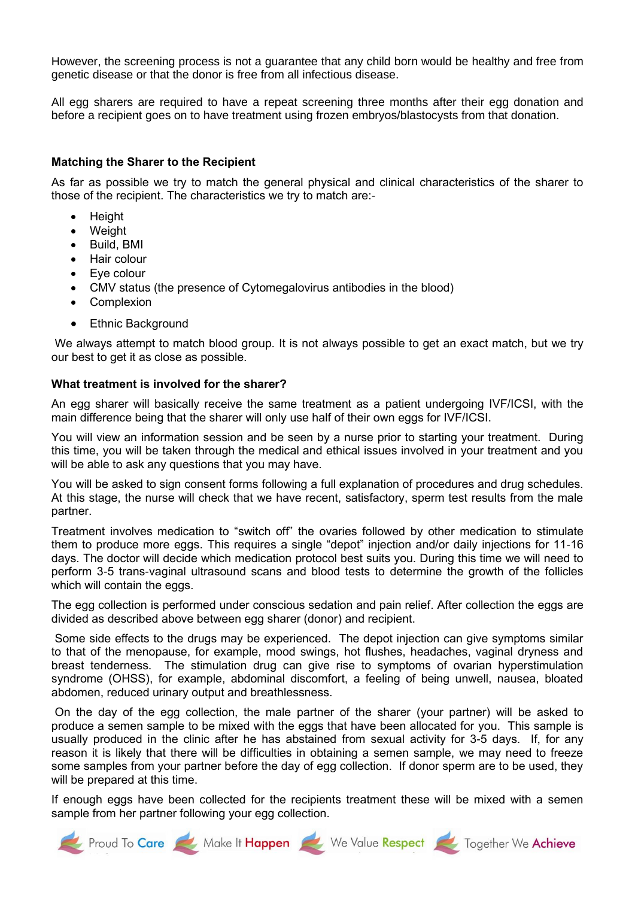However, the screening process is not a guarantee that any child born would be healthy and free from genetic disease or that the donor is free from all infectious disease.

All egg sharers are required to have a repeat screening three months after their egg donation and before a recipient goes on to have treatment using frozen embryos/blastocysts from that donation.

**Matching the Sharer to the Recipient**

As far as possible we try to match the general physical and clinical characteristics of the sharer to those of the recipient. The characteristics we try to match are:-

- Height
- Weight
- Build, BMI
- Hair colour
- Eye colour
- CMV status (the presence of Cytomegalovirus antibodies in the blood)
- Complexion
- Ethnic Background

We always attempt to match blood group. It is not always possible to get an exact match, but we try our best to get it as close as possible.

**What treatment is involved for the sharer?**

An egg sharer will basically receive the same treatment as a patient undergoing IVF/ICSI, with the main difference being that the sharer will only use half of their own eggs for IVF/ICSI.

You will view an information session and be seen by a nurse prior to starting your treatment. During this time, you will be taken through the medical and ethical issues involved in your treatment and you will be able to ask any questions that you may have.

You will be asked to sign consent forms following a full explanation of procedures and drug schedules. At this stage, the nurse will check that we have recent, satisfactory, sperm test results from the male partner.

Treatment involves medication to "switch off" the ovaries followed by other medication to stimulate them to produce more eggs. This requires a single "depot" injection and/or daily injections for 11-16 days. The doctor will decide which medication protocol best suits you. During this time we will need to perform 3-5 trans-vaginal ultrasound scans and blood tests to determine the growth of the follicles which will contain the eggs.

The egg collection is performed under conscious sedation and pain relief. After collection the eggs are divided as described above between egg sharer (donor) and recipient.

Some side effects to the drugs may be experienced. The depot injection can give symptoms similar to that of the menopause, for example, mood swings, hot flushes, headaches, vaginal dryness and breast tenderness. The stimulation drug can give rise to symptoms of ovarian hyperstimulation syndrome (OHSS), for example, abdominal discomfort, a feeling of being unwell, nausea, bloated abdomen, reduced urinary output and breathlessness.

On the day of the egg collection, the male partner of the sharer (your partner) will be asked to produce a semen sample to be mixed with the eggs that have been allocated for you. This sample is usually produced in the clinic after he has abstained from sexual activity for 3-5 days. If, for any reason it is likely that there will be difficulties in obtaining a semen sample, we may need to freeze some samples from your partner before the day of egg collection. If donor sperm are to be used, they will be prepared at this time.

If enough eggs have been collected for the recipients treatment these will be mixed with a semen sample from her partner following your egg collection.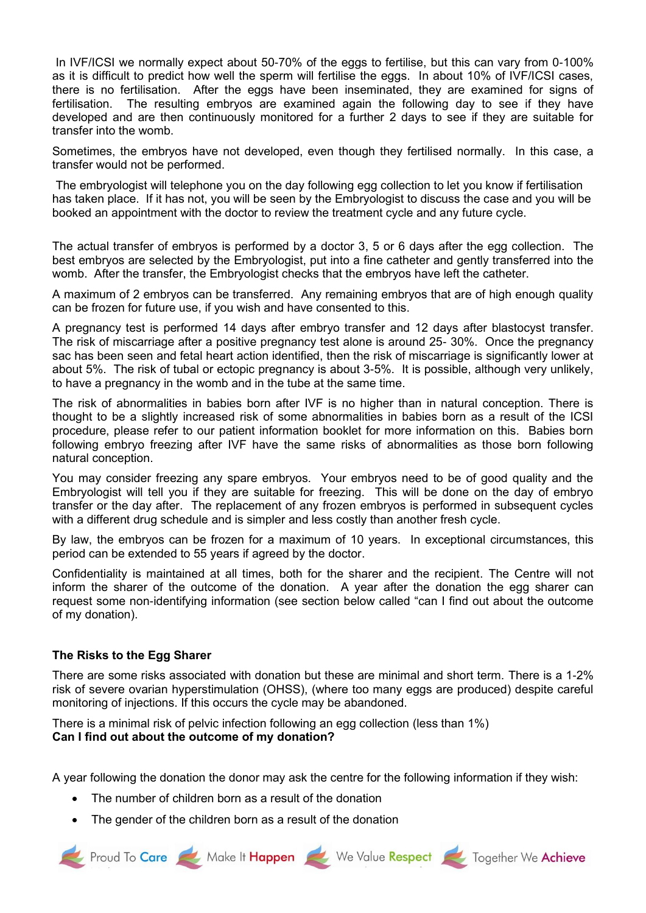In IVF/ICSI we normally expect about 50-70% of the eggs to fertilise, but this can vary from 0-100% as it is difficult to predict how well the sperm will fertilise the eggs. In about 10% of IVF/ICSI cases, there is no fertilisation. After the eggs have been inseminated, they are examined for signs of fertilisation. The resulting embryos are examined again the following day to see if they have developed and are then continuously monitored for a further 2 days to see if they are suitable for transfer into the womb.

Sometimes, the embryos have not developed, even though they fertilised normally. In this case, a transfer would not be performed.

The embryologist will telephone you on the day following egg collection to let you know if fertilisation has taken place. If it has not, you will be seen by the Embryologist to discuss the case and you will be booked an appointment with the doctor to review the treatment cycle and any future cycle.

The actual transfer of embryos is performed by a doctor 3, 5 or 6 days after the egg collection. The best embryos are selected by the Embryologist, put into a fine catheter and gently transferred into the womb. After the transfer, the Embryologist checks that the embryos have left the catheter.

A maximum of 2 embryos can be transferred. Any remaining embryos that are of high enough quality can be frozen for future use, if you wish and have consented to this.

A pregnancy test is performed 14 days after embryo transfer and 12 days after blastocyst transfer. The risk of miscarriage after a positive pregnancy test alone is around 25- 30%. Once the pregnancy sac has been seen and fetal heart action identified, then the risk of miscarriage is significantly lower at about 5%. The risk of tubal or ectopic pregnancy is about 3-5%. It is possible, although very unlikely, to have a pregnancy in the womb and in the tube at the same time.

The risk of abnormalities in babies born after IVF is no higher than in natural conception. There is thought to be a slightly increased risk of some abnormalities in babies born as a result of the ICSI procedure, please refer to our patient information booklet for more information on this. Babies born following embryo freezing after IVF have the same risks of abnormalities as those born following natural conception.

You may consider freezing any spare embryos. Your embryos need to be of good quality and the Embryologist will tell you if they are suitable for freezing. This will be done on the day of embryo transfer or the day after. The replacement of any frozen embryos is performed in subsequent cycles with a different drug schedule and is simpler and less costly than another fresh cycle.

By law, the embryos can be frozen for a maximum of 10 years. In exceptional circumstances, this period can be extended to 55 years if agreed by the doctor.

Confidentiality is maintained at all times, both for the sharer and the recipient. The Centre will not inform the sharer of the outcome of the donation. A year after the donation the egg sharer can request some non-identifying information (see section below called "can I find out about the outcome of my donation).

**The Risks to the Egg Sharer**

There are some risks associated with donation but these are minimal and short term. There is a 1-2% risk of severe ovarian hyperstimulation (OHSS), (where too many eggs are produced) despite careful monitoring of injections. If this occurs the cycle may be abandoned.

There is a minimal risk of pelvic infection following an egg collection (less than 1%)

**Can I find out about the outcome of my donation?**

A year following the donation the donor may ask the centre for the following information if they wish:

- The number of children born as a result of the donation
- The gender of the children born as a result of the donation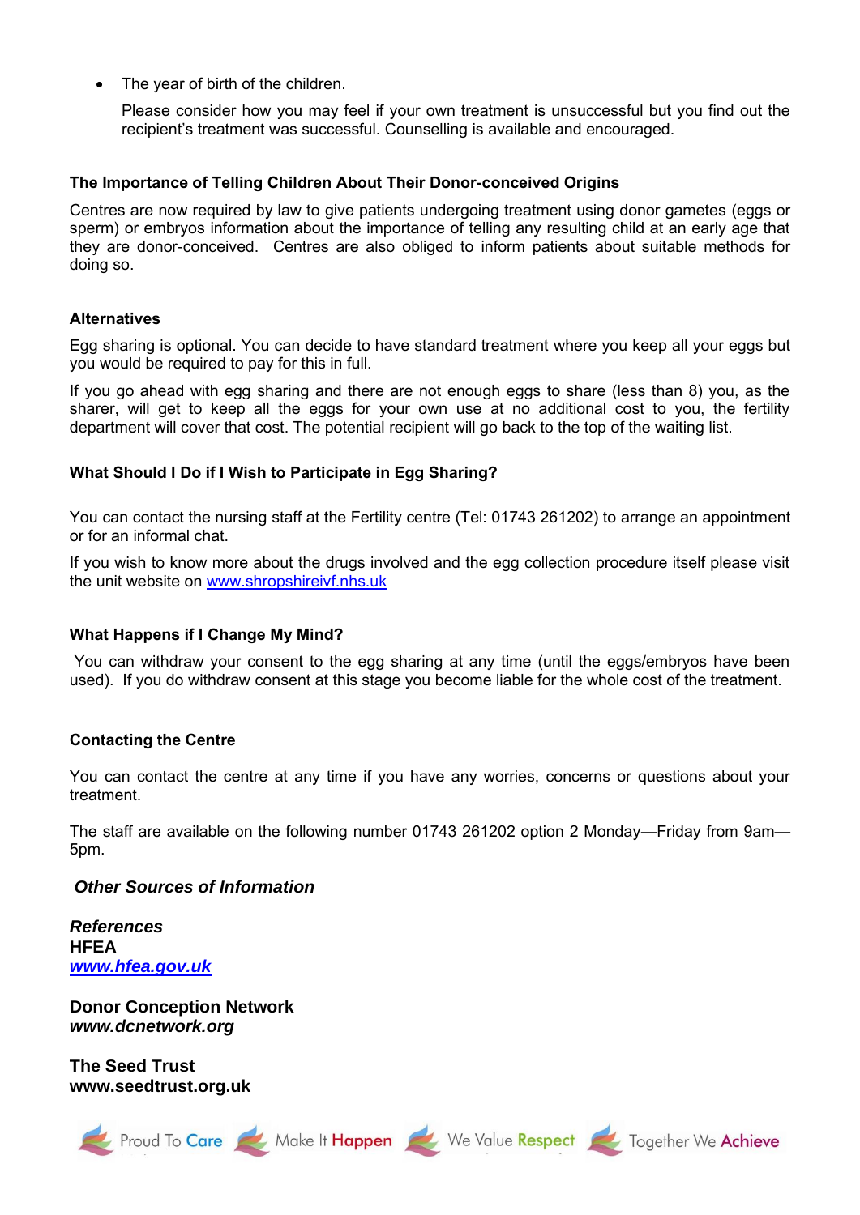- The year of birth of the children.

  Please consider how you may feel if your own treatment is unsuccessful but you find out the recipient's treatment was successful. Counselling is available and encouraged.

**The Importance of Telling Children About Their Donor-conceived Origins**

Centres are now required by law to give patients undergoing treatment using donor gametes (eggs or sperm) or embryos information about the importance of telling any resulting child at an early age that they are donor-conceived. Centres are also obliged to inform patients about suitable methods for doing so.

**Alternatives**

Egg sharing is optional. You can decide to have standard treatment where you keep all your eggs but you would be required to pay for this in full.

If you go ahead with egg sharing and there are not enough eggs to share (less than 8) you, as the sharer, will get to keep all the eggs for your own use at no additional cost to you, the fertility department will cover that cost. The potential recipient will go back to the top of the waiting list.

**What Should I Do if I Wish to Participate in Egg Sharing?**

You can contact the nursing staff at the Fertility centre (Tel: 01743 261202) to arrange an appointment or for an informal chat.

If you wish to know more about the drugs involved and the egg collection procedure itself please visit the unit website on www.shropshireivf.nhs.uk

**What Happens if I Change My Mind?**

You can withdraw your consent to the egg sharing at any time (until the eggs/embryos have been used). If you do withdraw consent at this stage you become liable for the whole cost of the treatment.

**Contacting the Centre**

You can contact the centre at any time if you have any worries, concerns or questions about your treatment.

The staff are available on the following number 01743 261202 option 2 Monday—Friday from 9am—5pm.

***Other Sources of Information***

***References***
**HFEA**
***www.hfea.gov.uk***

**Donor Conception Network**
***www.dcnetwork.org***

**The Seed Trust**
**www.seedtrust.org.uk**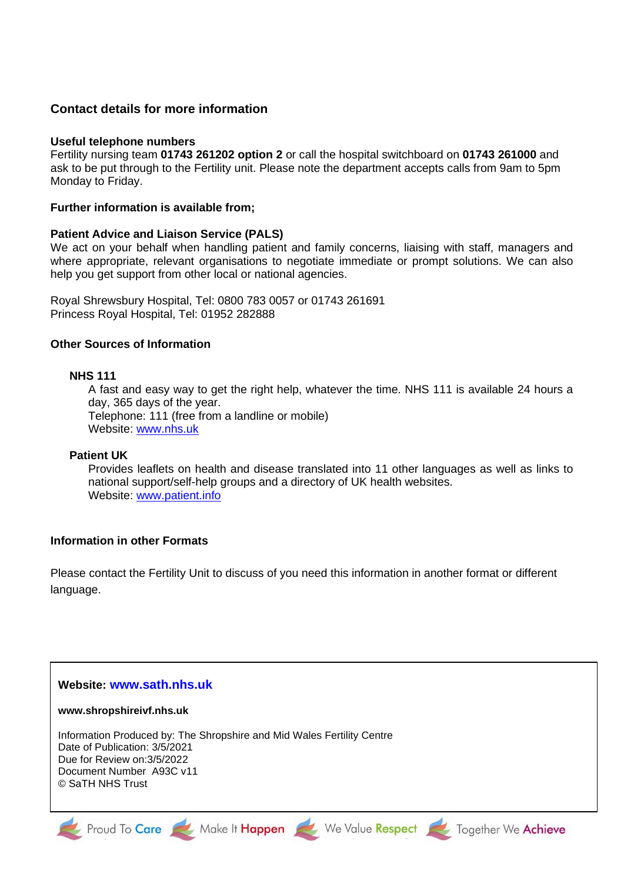## Contact details for more information

**Useful telephone numbers**
Fertility nursing team **01743 261202 option 2** or call the hospital switchboard on **01743 261000** and ask to be put through to the Fertility unit. Please note the department accepts calls from 9am to 5pm Monday to Friday.

**Further information is available from;**

**Patient Advice and Liaison Service (PALS)**
We act on your behalf when handling patient and family concerns, liaising with staff, managers and where appropriate, relevant organisations to negotiate immediate or prompt solutions. We can also help you get support from other local or national agencies.

Royal Shrewsbury Hospital, Tel: 0800 783 0057 or 01743 261691
Princess Royal Hospital, Tel: 01952 282888

**Other Sources of Information**

**NHS 111**
A fast and easy way to get the right help, whatever the time. NHS 111 is available 24 hours a day, 365 days of the year.
Telephone: 111 (free from a landline or mobile)
Website: www.nhs.uk

**Patient UK**
Provides leaflets on health and disease translated into 11 other languages as well as links to national support/self-help groups and a directory of UK health websites.
Website: www.patient.info

**Information in other Formats**

Please contact the Fertility Unit to discuss of you need this information in another format or different language.

**Website: www.sath.nhs.uk**

**www.shropshireivf.nhs.uk**

Information Produced by: The Shropshire and Mid Wales Fertility Centre
Date of Publication: 3/5/2021
Due for Review on:3/5/2022
Document Number A93C v11
© SaTH NHS Trust

Proud To Care Make It Happen We Value Respect Together We Achieve